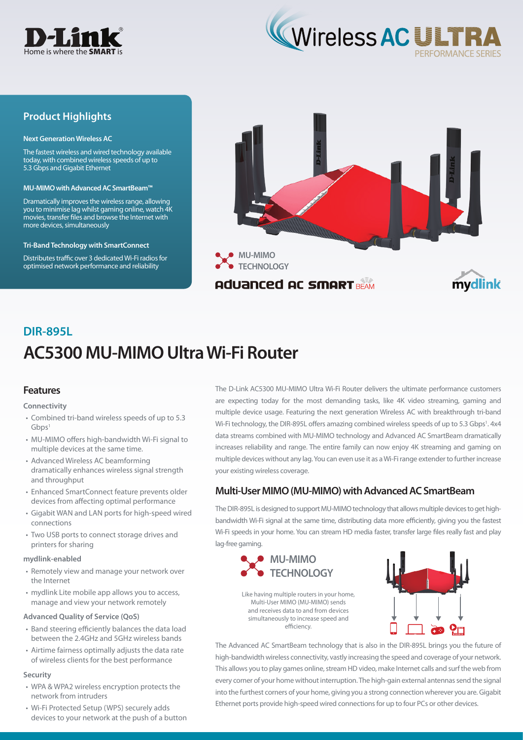D-Link
Home is where the **SMART** is

Wireless AC ULTRA
PERFORMANCE SERIES

## Product Highlights

**Next Generation Wireless AC**

The fastest wireless and wired technology available today, with combined wireless speeds of up to 5.3 Gbps and Gigabit Ethernet

**MU-MIMO with Advanced AC SmartBeam™**

Dramatically improves the wireless range, allowing you to minimise lag whilst gaming online, watch 4K movies, transfer files and browse the Internet with more devices, simultaneously

**Tri-Band Technology with SmartConnect**

Distributes traffic over 3 dedicated Wi-Fi radios for optimised network performance and reliability

MU-MIMO TECHNOLOGY

Advanced AC SMART BEAM

mydlink

## DIR-895L

# AC5300 MU-MIMO Ultra Wi-Fi Router

## Features

**Connectivity**

- Combined tri-band wireless speeds of up to 5.3 Gbps[1]
- MU-MIMO offers high-bandwidth Wi-Fi signal to multiple devices at the same time.
- Advanced Wireless AC beamforming dramatically enhances wireless signal strength and throughput
- Enhanced SmartConnect feature prevents older devices from affecting optimal performance
- Gigabit WAN and LAN ports for high-speed wired connections
- Two USB ports to connect storage drives and printers for sharing

**mydlink-enabled**

- Remotely view and manage your network over the Internet
- mydlink Lite mobile app allows you to access, manage and view your network remotely

**Advanced Quality of Service (QoS)**

- Band steering efficiently balances the data load between the 2.4GHz and 5GHz wireless bands
- Airtime fairness optimally adjusts the data rate of wireless clients for the best performance

**Security**

- WPA & WPA2 wireless encryption protects the network from intruders
- Wi-Fi Protected Setup (WPS) securely adds devices to your network at the push of a button

The D-Link AC5300 MU-MIMO Ultra Wi-Fi Router delivers the ultimate performance customers are expecting today for the most demanding tasks, like 4K video streaming, gaming and multiple device usage. Featuring the next generation Wireless AC with breakthrough tri-band Wi-Fi technology, the DIR-895L offers amazing combined wireless speeds of up to 5.3 Gbps[1]. 4x4 data streams combined with MU-MIMO technology and Advanced AC SmartBeam dramatically increases reliability and range. The entire family can now enjoy 4K streaming and gaming on multiple devices without any lag. You can even use it as a Wi-Fi range extender to further increase your existing wireless coverage.

## Multi-User MIMO (MU-MIMO) with Advanced AC SmartBeam

The DIR-895L is designed to support MU-MIMO technology that allows multiple devices to get high-bandwidth Wi-Fi signal at the same time, distributing data more efficiently, giving you the fastest Wi-Fi speeds in your home. You can stream HD media faster, transfer large files really fast and play lag-free gaming.

MU-MIMO TECHNOLOGY

Like having multiple routers in your home, Multi-User MIMO (MU-MIMO) sends and receives data to and from devices simultaneously to increase speed and efficiency.

The Advanced AC SmartBeam technology that is also in the DIR-895L brings you the future of high-bandwidth wireless connectivity, vastly increasing the speed and coverage of your network. This allows you to play games online, stream HD video, make Internet calls and surf the web from every corner of your home without interruption. The high-gain external antennas send the signal into the furthest corners of your home, giving you a strong connection wherever you are. Gigabit Ethernet ports provide high-speed wired connections for up to four PCs or other devices.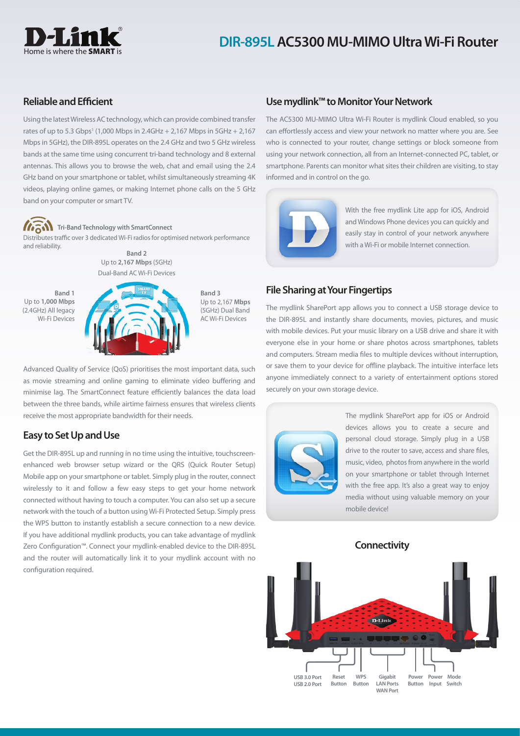# DIR-895L AC5300 MU-MIMO Ultra Wi-Fi Router

## Reliable and Efficient

Using the latest Wireless AC technology, which can provide combined transfer rates of up to 5.3 Gbps[1] (1,000 Mbps in 2.4GHz + 2,167 Mbps in 5GHz + 2,167 Mbps in 5GHz), the DIR-895L operates on the 2.4 GHz and two 5 GHz wireless bands at the same time using concurrent tri-band technology and 8 external antennas. This allows you to browse the web, chat and email using the 2.4 GHz band on your smartphone or tablet, whilst simultaneously streaming 4K videos, playing online games, or making Internet phone calls on the 5 GHz band on your computer or smart TV.

**Tri-Band Technology with SmartConnect**

Distributes traffic over 3 dedicated Wi-Fi radios for optimised network performance and reliability.

**Band 1**
Up to **1,000 Mbps** (2.4GHz) All legacy Wi-Fi Devices

**Band 2**
Up to **2,167 Mbps** (5GHz) Dual-Band AC Wi-Fi Devices

**Band 3**
Up to 2,167 **Mbps** (5GHz) Dual Band AC Wi-Fi Devices

Advanced Quality of Service (QoS) prioritises the most important data, such as movie streaming and online gaming to eliminate video buffering and minimise lag. The SmartConnect feature efficiently balances the data load between the three bands, while airtime fairness ensures that wireless clients receive the most appropriate bandwidth for their needs.

## Easy to Set Up and Use

Get the DIR-895L up and running in no time using the intuitive, touchscreen-enhanced web browser setup wizard or the QRS (Quick Router Setup) Mobile app on your smartphone or tablet. Simply plug in the router, connect wirelessly to it and follow a few easy steps to get your home network connected without having to touch a computer. You can also set up a secure network with the touch of a button using Wi-Fi Protected Setup. Simply press the WPS button to instantly establish a secure connection to a new device. If you have additional mydlink products, you can take advantage of mydlink Zero Configuration™. Connect your mydlink-enabled device to the DIR-895L and the router will automatically link it to your mydlink account with no configuration required.

## Use mydlink™ to Monitor Your Network

The AC5300 MU-MIMO Ultra Wi-Fi Router is mydlink Cloud enabled, so you can effortlessly access and view your network no matter where you are. See who is connected to your router, change settings or block someone from using your network connection, all from an Internet-connected PC, tablet, or smartphone. Parents can monitor what sites their children are visiting, to stay informed and in control on the go.

With the free mydlink Lite app for iOS, Android and Windows Phone devices you can quickly and easily stay in control of your network anywhere with a Wi-Fi or mobile Internet connection.

## File Sharing at Your Fingertips

The mydlink SharePort app allows you to connect a USB storage device to the DIR-895L and instantly share documents, movies, pictures, and music with mobile devices. Put your music library on a USB drive and share it with everyone else in your home or share photos across smartphones, tablets and computers. Stream media files to multiple devices without interruption, or save them to your device for offline playback. The intuitive interface lets anyone immediately connect to a variety of entertainment options stored securely on your own storage device.

The mydlink SharePort app for iOS or Android devices allows you to create a secure and personal cloud storage. Simply plug in a USB drive to the router to save, access and share files, music, video, photos from anywhere in the world on your smartphone or tablet through Internet with the free app. It's also a great way to enjoy media without using valuable memory on your mobile device!

## Connectivity

USB 3.0 Port, USB 2.0 Port | Reset Button | WPS Button | Gigabit LAN Ports, WAN Port | Power Button | Power Input | Mode Switch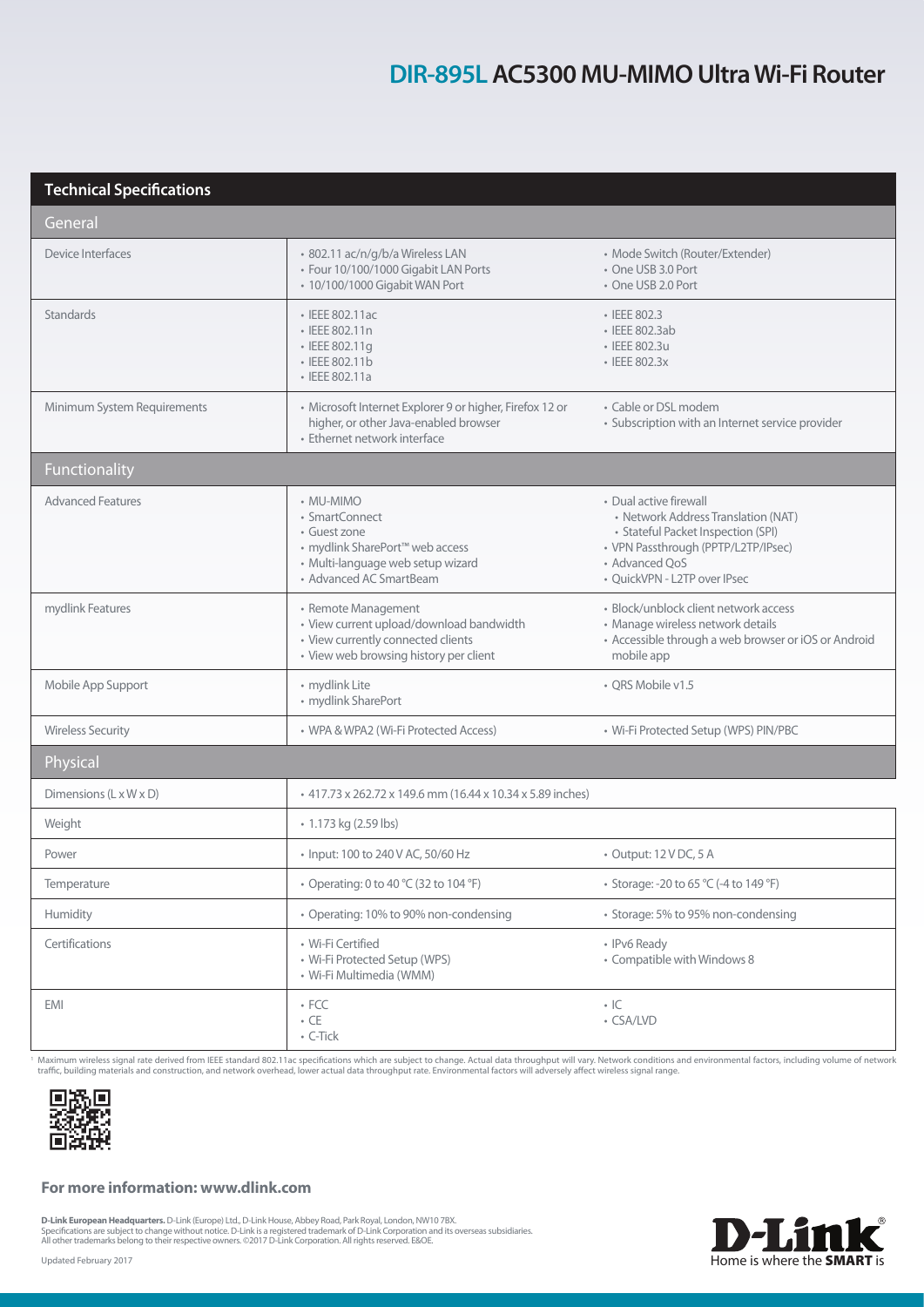# DIR-895L AC5300 MU-MIMO Ultra Wi-Fi Router

## Technical Specifications

| | | |
|---|---|---|
| **General** | | |
| Device Interfaces | • 802.11 ac/n/g/b/a Wireless LAN<br>• Four 10/100/1000 Gigabit LAN Ports<br>• 10/100/1000 Gigabit WAN Port | • Mode Switch (Router/Extender)<br>• One USB 3.0 Port<br>• One USB 2.0 Port |
| Standards | • IEEE 802.11ac<br>• IEEE 802.11n<br>• IEEE 802.11g<br>• IEEE 802.11b<br>• IEEE 802.11a | • IEEE 802.3<br>• IEEE 802.3ab<br>• IEEE 802.3u<br>• IEEE 802.3x |
| Minimum System Requirements | • Microsoft Internet Explorer 9 or higher, Firefox 12 or higher, or other Java-enabled browser<br>• Ethernet network interface | • Cable or DSL modem<br>• Subscription with an Internet service provider |
| **Functionality** | | |
| Advanced Features | • MU-MIMO<br>• SmartConnect<br>• Guest zone<br>• mydlink SharePort™ web access<br>• Multi-language web setup wizard<br>• Advanced AC SmartBeam | • Dual active firewall<br>  • Network Address Translation (NAT)<br>  • Stateful Packet Inspection (SPI)<br>• VPN Passthrough (PPTP/L2TP/IPsec)<br>• Advanced QoS<br>• QuickVPN - L2TP over IPsec |
| mydlink Features | • Remote Management<br>• View current upload/download bandwidth<br>• View currently connected clients<br>• View web browsing history per client | • Block/unblock client network access<br>• Manage wireless network details<br>• Accessible through a web browser or iOS or Android mobile app |
| Mobile App Support | • mydlink Lite<br>• mydlink SharePort | • QRS Mobile v1.5 |
| Wireless Security | • WPA & WPA2 (Wi-Fi Protected Access) | • Wi-Fi Protected Setup (WPS) PIN/PBC |
| **Physical** | | |
| Dimensions (L x W x D) | • 417.73 x 262.72 x 149.6 mm (16.44 x 10.34 x 5.89 inches) | |
| Weight | • 1.173 kg (2.59 lbs) | |
| Power | • Input: 100 to 240 V AC, 50/60 Hz | • Output: 12 V DC, 5 A |
| Temperature | • Operating: 0 to 40 °C (32 to 104 °F) | • Storage: -20 to 65 °C (-4 to 149 °F) |
| Humidity | • Operating: 10% to 90% non-condensing | • Storage: 5% to 95% non-condensing |
| Certifications | • Wi-Fi Certified<br>• Wi-Fi Protected Setup (WPS)<br>• Wi-Fi Multimedia (WMM) | • IPv6 Ready<br>• Compatible with Windows 8 |
| EMI | • FCC<br>• CE<br>• C-Tick | • IC<br>• CSA/LVD |

[1] Maximum wireless signal rate derived from IEEE standard 802.11ac specifications which are subject to change. Actual data throughput will vary. Network conditions and environmental factors, including volume of network traffic, building materials and construction, and network overhead, lower actual data throughput rate. Environmental factors will adversely affect wireless signal range.

**For more information: www.dlink.com**

**D-Link European Headquarters.** D-Link (Europe) Ltd., D-Link House, Abbey Road, Park Royal, London, NW10 7BX.
Specifications are subject to change without notice. D-Link is a registered trademark of D-Link Corporation and its overseas subsidiaries.
All other trademarks belong to their respective owners. ©2017 D-Link Corporation. All rights reserved. E&OE.

D-Link® Home is where the **SMART** is

Updated February 2017